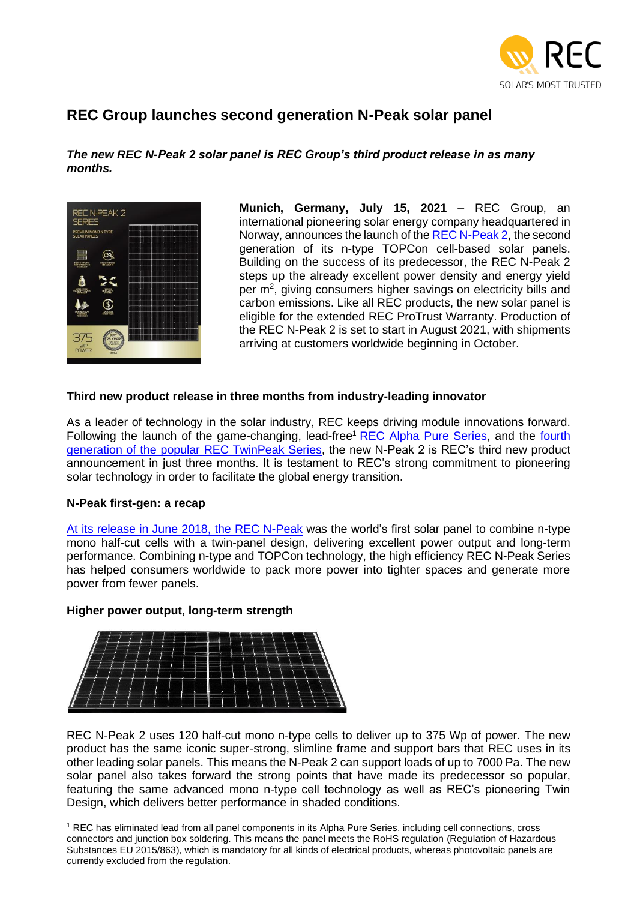# REC Group launches second generation N-Peak solar panel

***The new REC N-Peak 2 solar panel is REC Group's third product release in as many months.***

**Munich, Germany, July 15, 2021** – REC Group, an international pioneering solar energy company headquartered in Norway, announces the launch of the REC N-Peak 2, the second generation of its n-type TOPCon cell-based solar panels. Building on the success of its predecessor, the REC N-Peak 2 steps up the already excellent power density and energy yield per m$^2$, giving consumers higher savings on electricity bills and carbon emissions. Like all REC products, the new solar panel is eligible for the extended REC ProTrust Warranty. Production of the REC N-Peak 2 is set to start in August 2021, with shipments arriving at customers worldwide beginning in October.

**Third new product release in three months from industry-leading innovator**

As a leader of technology in the solar industry, REC keeps driving module innovations forward. Following the launch of the game-changing, lead-free[1] REC Alpha Pure Series, and the fourth generation of the popular REC TwinPeak Series, the new N-Peak 2 is REC's third new product announcement in just three months. It is testament to REC's strong commitment to pioneering solar technology in order to facilitate the global energy transition.

**N-Peak first-gen: a recap**

At its release in June 2018, the REC N-Peak was the world's first solar panel to combine n-type mono half-cut cells with a twin-panel design, delivering excellent power output and long-term performance. Combining n-type and TOPCon technology, the high efficiency REC N-Peak Series has helped consumers worldwide to pack more power into tighter spaces and generate more power from fewer panels.

**Higher power output, long-term strength**

REC N-Peak 2 uses 120 half-cut mono n-type cells to deliver up to 375 Wp of power. The new product has the same iconic super-strong, slimline frame and support bars that REC uses in its other leading solar panels. This means the N-Peak 2 can support loads of up to 7000 Pa. The new solar panel also takes forward the strong points that have made its predecessor so popular, featuring the same advanced mono n-type cell technology as well as REC's pioneering Twin Design, which delivers better performance in shaded conditions.

---

[1] REC has eliminated lead from all panel components in its Alpha Pure Series, including cell connections, cross connectors and junction box soldering. This means the panel meets the RoHS regulation (Regulation of Hazardous Substances EU 2015/863), which is mandatory for all kinds of electrical products, whereas photovoltaic panels are currently excluded from the regulation.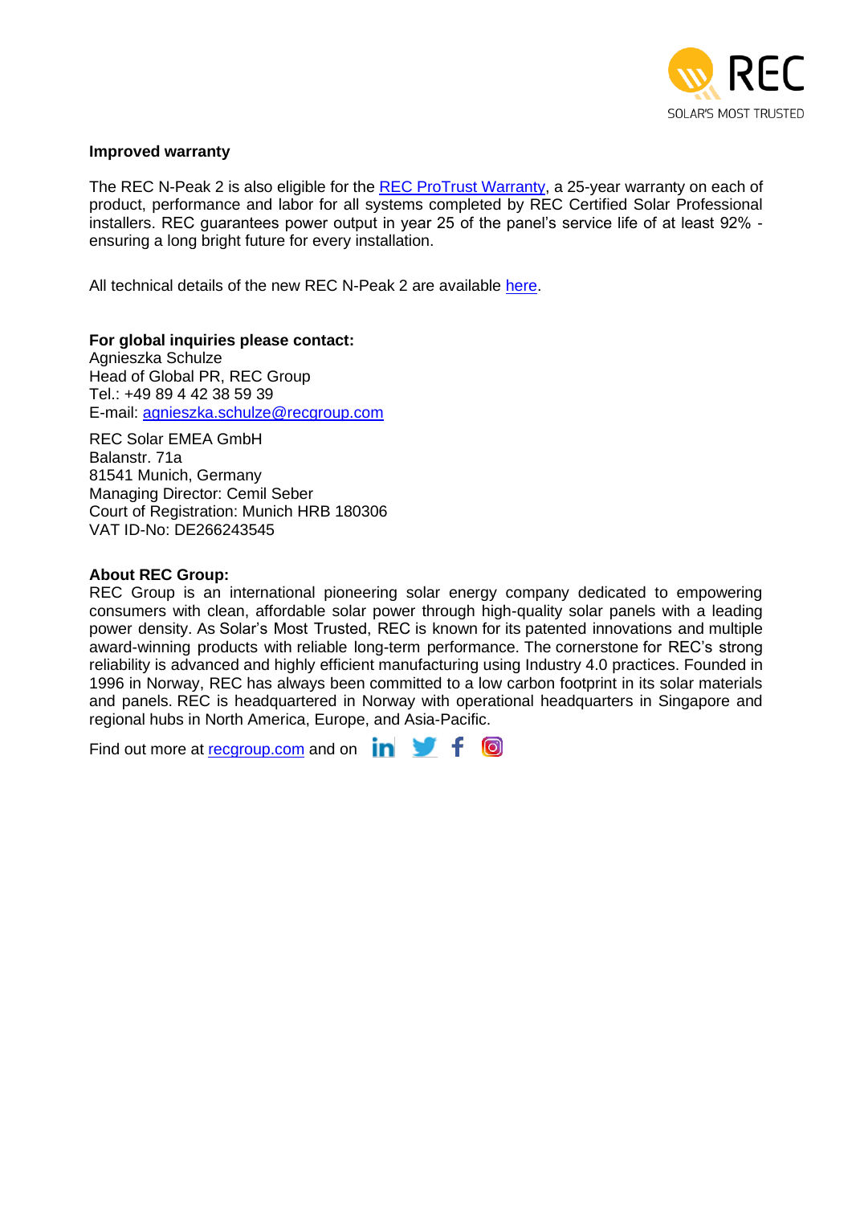**Improved warranty**

The REC N-Peak 2 is also eligible for the REC ProTrust Warranty, a 25-year warranty on each of product, performance and labor for all systems completed by REC Certified Solar Professional installers. REC guarantees power output in year 25 of the panel's service life of at least 92% - ensuring a long bright future for every installation.

All technical details of the new REC N-Peak 2 are available here.

**For global inquiries please contact:**
Agnieszka Schulze
Head of Global PR, REC Group
Tel.: +49 89 4 42 38 59 39
E-mail: agnieszka.schulze@recgroup.com

REC Solar EMEA GmbH
Balanstr. 71a
81541 Munich, Germany
Managing Director: Cemil Seber
Court of Registration: Munich HRB 180306
VAT ID-No: DE266243545

**About REC Group:**
REC Group is an international pioneering solar energy company dedicated to empowering consumers with clean, affordable solar power through high-quality solar panels with a leading power density. As Solar's Most Trusted, REC is known for its patented innovations and multiple award-winning products with reliable long-term performance. The cornerstone for REC's strong reliability is advanced and highly efficient manufacturing using Industry 4.0 practices. Founded in 1996 in Norway, REC has always been committed to a low carbon footprint in its solar materials and panels. REC is headquartered in Norway with operational headquarters in Singapore and regional hubs in North America, Europe, and Asia-Pacific.

Find out more at recgroup.com and on